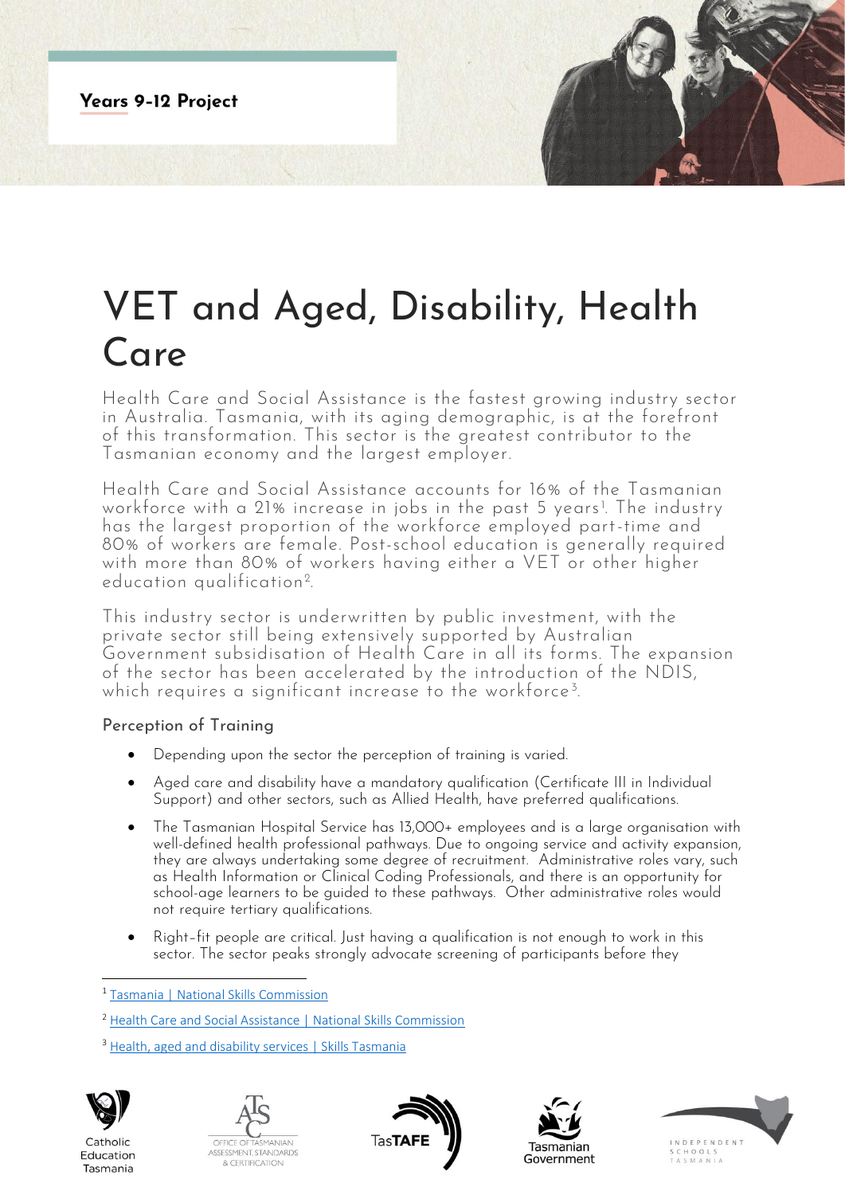Years 9-12 Project

# VET and Aged, Disability, Health Care

Health Care and Social Assistance is the fastest growing industry sector in Australia. Tasmania, with its aging demographic, is at the forefront of this transformation. This sector is the greatest contributor to the Tasmanian economy and the largest employer.

Health Care and Social Assistance accounts for 16% of the Tasmanian workforce with a 21% increase in jobs in the past 5 years[1]. The industry has the largest proportion of the workforce employed part-time and 80% of workers are female. Post-school education is generally required with more than 80% of workers having either a VET or other higher education qualification[2].

This industry sector is underwritten by public investment, with the private sector still being extensively supported by Australian Government subsidisation of Health Care in all its forms. The expansion of the sector has been accelerated by the introduction of the NDIS, which requires a significant increase to the workforce[3].

## Perception of Training

- Depending upon the sector the perception of training is varied.
- Aged care and disability have a mandatory qualification (Certificate III in Individual Support) and other sectors, such as Allied Health, have preferred qualifications.
- The Tasmanian Hospital Service has 13,000+ employees and is a large organisation with well-defined health professional pathways. Due to ongoing service and activity expansion, they are always undertaking some degree of recruitment. Administrative roles vary, such as Health Information or Clinical Coding Professionals, and there is an opportunity for school-age learners to be guided to these pathways. Other administrative roles would not require tertiary qualifications.
- Right-fit people are critical. Just having a qualification is not enough to work in this sector. The sector peaks strongly advocate screening of participants before they

[1] Tasmania | National Skills Commission

[2] Health Care and Social Assistance | National Skills Commission

[3] Health, aged and disability services | Skills Tasmania

Catholic Education Tasmania | Office of Tasmanian Assessment, Standards & Certification | TasTAFE | Tasmanian Government | Independent Schools Tasmania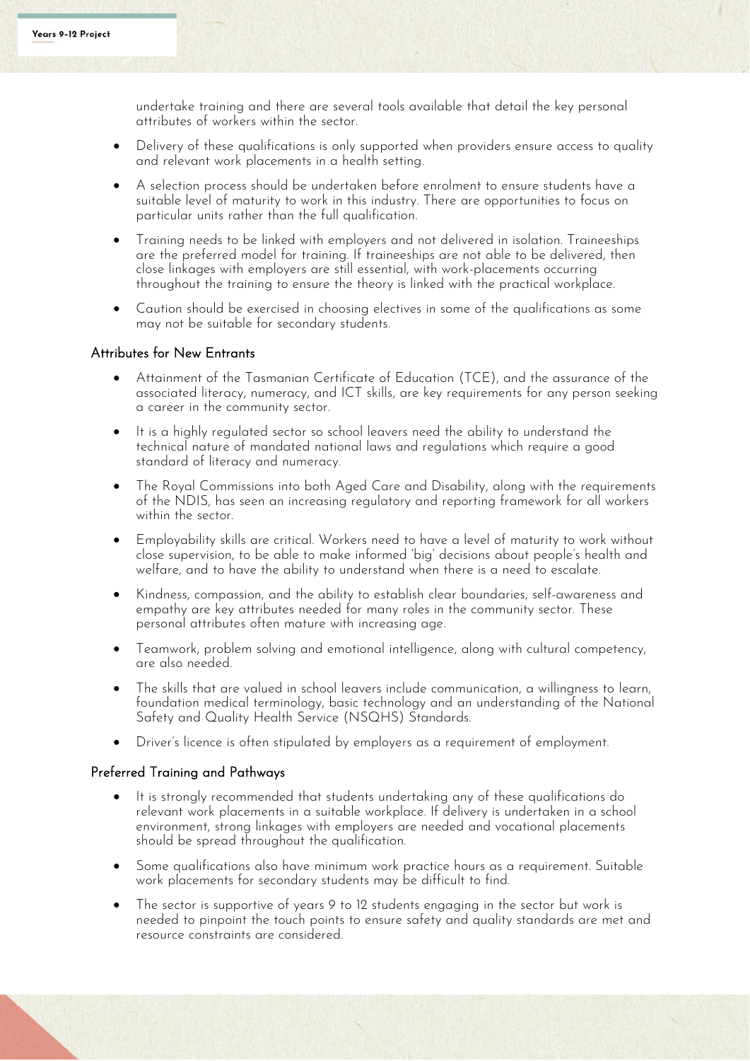undertake training and there are several tools available that detail the key personal attributes of workers within the sector.

- Delivery of these qualifications is only supported when providers ensure access to quality and relevant work placements in a health setting.
- A selection process should be undertaken before enrolment to ensure students have a suitable level of maturity to work in this industry. There are opportunities to focus on particular units rather than the full qualification.
- Training needs to be linked with employers and not delivered in isolation. Traineeships are the preferred model for training. If traineeships are not able to be delivered, then close linkages with employers are still essential, with work-placements occurring throughout the training to ensure the theory is linked with the practical workplace.
- Caution should be exercised in choosing electives in some of the qualifications as some may not be suitable for secondary students.

### Attributes for New Entrants

- Attainment of the Tasmanian Certificate of Education (TCE), and the assurance of the associated literacy, numeracy, and ICT skills, are key requirements for any person seeking a career in the community sector.
- It is a highly regulated sector so school leavers need the ability to understand the technical nature of mandated national laws and regulations which require a good standard of literacy and numeracy.
- The Royal Commissions into both Aged Care and Disability, along with the requirements of the NDIS, has seen an increasing regulatory and reporting framework for all workers within the sector.
- Employability skills are critical. Workers need to have a level of maturity to work without close supervision, to be able to make informed 'big' decisions about people's health and welfare, and to have the ability to understand when there is a need to escalate.
- Kindness, compassion, and the ability to establish clear boundaries, self-awareness and empathy are key attributes needed for many roles in the community sector. These personal attributes often mature with increasing age.
- Teamwork, problem solving and emotional intelligence, along with cultural competency, are also needed.
- The skills that are valued in school leavers include communication, a willingness to learn, foundation medical terminology, basic technology and an understanding of the National Safety and Quality Health Service (NSQHS) Standards.
- Driver's licence is often stipulated by employers as a requirement of employment.

### Preferred Training and Pathways

- It is strongly recommended that students undertaking any of these qualifications do relevant work placements in a suitable workplace. If delivery is undertaken in a school environment, strong linkages with employers are needed and vocational placements should be spread throughout the qualification.
- Some qualifications also have minimum work practice hours as a requirement. Suitable work placements for secondary students may be difficult to find.
- The sector is supportive of years 9 to 12 students engaging in the sector but work is needed to pinpoint the touch points to ensure safety and quality standards are met and resource constraints are considered.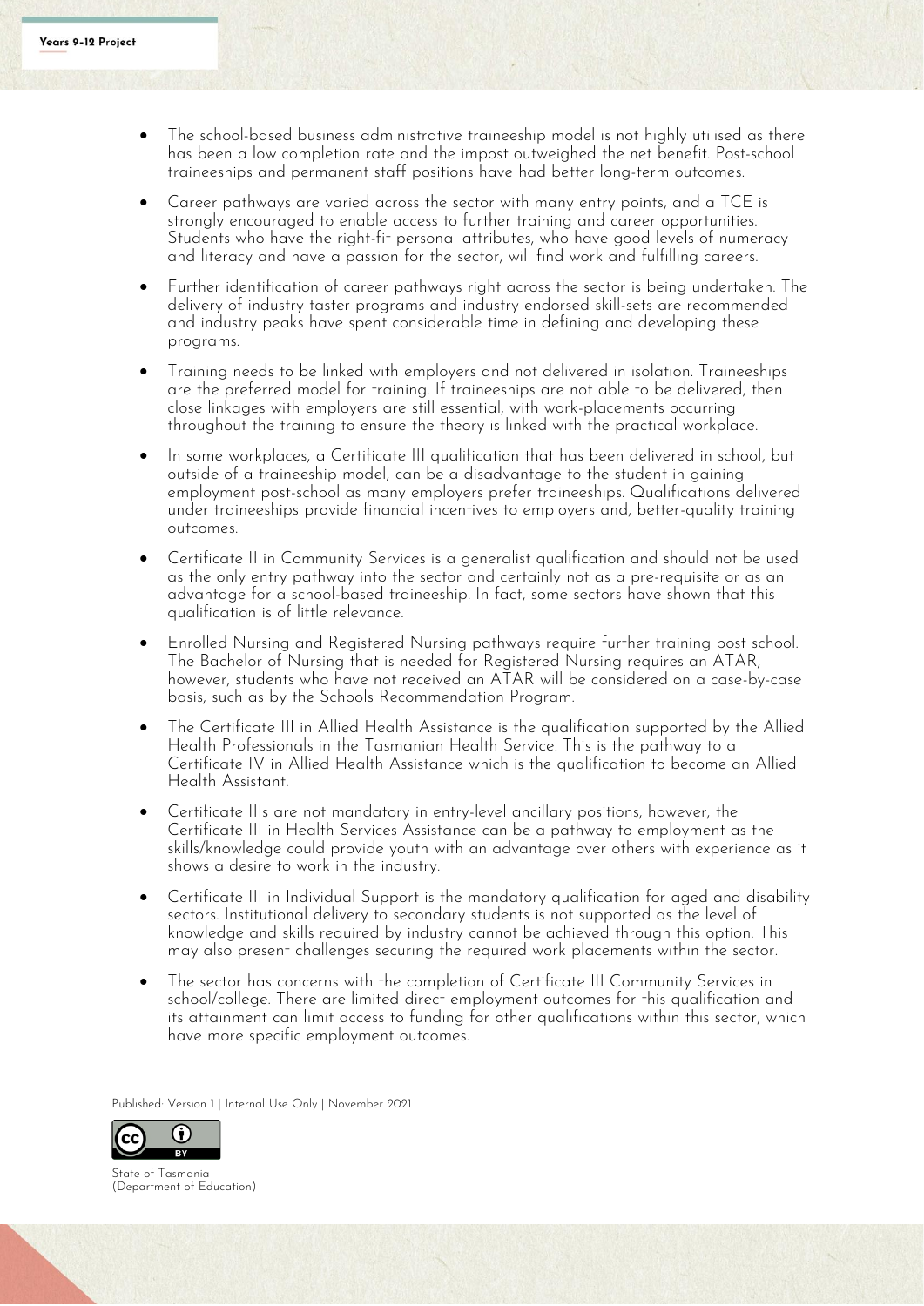- The school-based business administrative traineeship model is not highly utilised as there has been a low completion rate and the impost outweighed the net benefit. Post-school traineeships and permanent staff positions have had better long-term outcomes.
- Career pathways are varied across the sector with many entry points, and a TCE is strongly encouraged to enable access to further training and career opportunities. Students who have the right-fit personal attributes, who have good levels of numeracy and literacy and have a passion for the sector, will find work and fulfilling careers.
- Further identification of career pathways right across the sector is being undertaken. The delivery of industry taster programs and industry endorsed skill-sets are recommended and industry peaks have spent considerable time in defining and developing these programs.
- Training needs to be linked with employers and not delivered in isolation. Traineeships are the preferred model for training. If traineeships are not able to be delivered, then close linkages with employers are still essential, with work-placements occurring throughout the training to ensure the theory is linked with the practical workplace.
- In some workplaces, a Certificate III qualification that has been delivered in school, but outside of a traineeship model, can be a disadvantage to the student in gaining employment post-school as many employers prefer traineeships. Qualifications delivered under traineeships provide financial incentives to employers and, better-quality training outcomes.
- Certificate II in Community Services is a generalist qualification and should not be used as the only entry pathway into the sector and certainly not as a pre-requisite or as an advantage for a school-based traineeship. In fact, some sectors have shown that this qualification is of little relevance.
- Enrolled Nursing and Registered Nursing pathways require further training post school. The Bachelor of Nursing that is needed for Registered Nursing requires an ATAR, however, students who have not received an ATAR will be considered on a case-by-case basis, such as by the Schools Recommendation Program.
- The Certificate III in Allied Health Assistance is the qualification supported by the Allied Health Professionals in the Tasmanian Health Service. This is the pathway to a Certificate IV in Allied Health Assistance which is the qualification to become an Allied Health Assistant.
- Certificate IIIs are not mandatory in entry-level ancillary positions, however, the Certificate III in Health Services Assistance can be a pathway to employment as the skills/knowledge could provide youth with an advantage over others with experience as it shows a desire to work in the industry.
- Certificate III in Individual Support is the mandatory qualification for aged and disability sectors. Institutional delivery to secondary students is not supported as the level of knowledge and skills required by industry cannot be achieved through this option. This may also present challenges securing the required work placements within the sector.
- The sector has concerns with the completion of Certificate III Community Services in school/college. There are limited direct employment outcomes for this qualification and its attainment can limit access to funding for other qualifications within this sector, which have more specific employment outcomes.

Published: Version 1 | Internal Use Only | November 2021

State of Tasmania
(Department of Education)